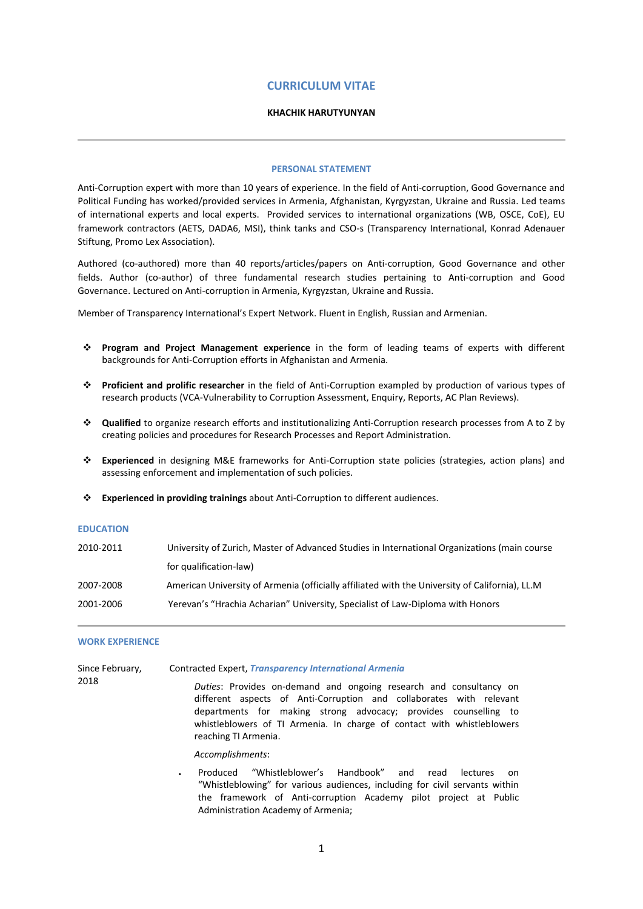# CURRICULUM VITAE

**KHACHIK HARUTYUNYAN**

---

## PERSONAL STATEMENT

Anti-Corruption expert with more than 10 years of experience. In the field of Anti-corruption, Good Governance and Political Funding has worked/provided services in Armenia, Afghanistan, Kyrgyzstan, Ukraine and Russia. Led teams of international experts and local experts. Provided services to international organizations (WB, OSCE, CoE), EU framework contractors (AETS, DADA6, MSI), think tanks and CSO-s (Transparency International, Konrad Adenauer Stiftung, Promo Lex Association).

Authored (co-authored) more than 40 reports/articles/papers on Anti-corruption, Good Governance and other fields. Author (co-author) of three fundamental research studies pertaining to Anti-corruption and Good Governance. Lectured on Anti-corruption in Armenia, Kyrgyzstan, Ukraine and Russia.

Member of Transparency International's Expert Network. Fluent in English, Russian and Armenian.

- **Program and Project Management experience** in the form of leading teams of experts with different backgrounds for Anti-Corruption efforts in Afghanistan and Armenia.
- **Proficient and prolific researcher** in the field of Anti-Corruption exampled by production of various types of research products (VCA-Vulnerability to Corruption Assessment, Enquiry, Reports, AC Plan Reviews).
- **Qualified** to organize research efforts and institutionalizing Anti-Corruption research processes from A to Z by creating policies and procedures for Research Processes and Report Administration.
- **Experienced** in designing M&E frameworks for Anti-Corruption state policies (strategies, action plans) and assessing enforcement and implementation of such policies.
- **Experienced in providing trainings** about Anti-Corruption to different audiences.

## EDUCATION

| | |
|---|---|
| 2010-2011 | University of Zurich, Master of Advanced Studies in International Organizations (main course for qualification-law) |
| 2007-2008 | American University of Armenia (officially affiliated with the University of California), LL.M |
| 2001-2006 | Yerevan's "Hrachia Acharian" University, Specialist of Law-Diploma with Honors |

---

## WORK EXPERIENCE

**Since February, 2018**

Contracted Expert, ***Transparency International Armenia***

*Duties*: Provides on-demand and ongoing research and consultancy on different aspects of Anti-Corruption and collaborates with relevant departments for making strong advocacy; provides counselling to whistleblowers of TI Armenia. In charge of contact with whistleblowers reaching TI Armenia.

*Accomplishments*:

- Produced "Whistleblower's Handbook" and read lectures on "Whistleblowing" for various audiences, including for civil servants within the framework of Anti-corruption Academy pilot project at Public Administration Academy of Armenia;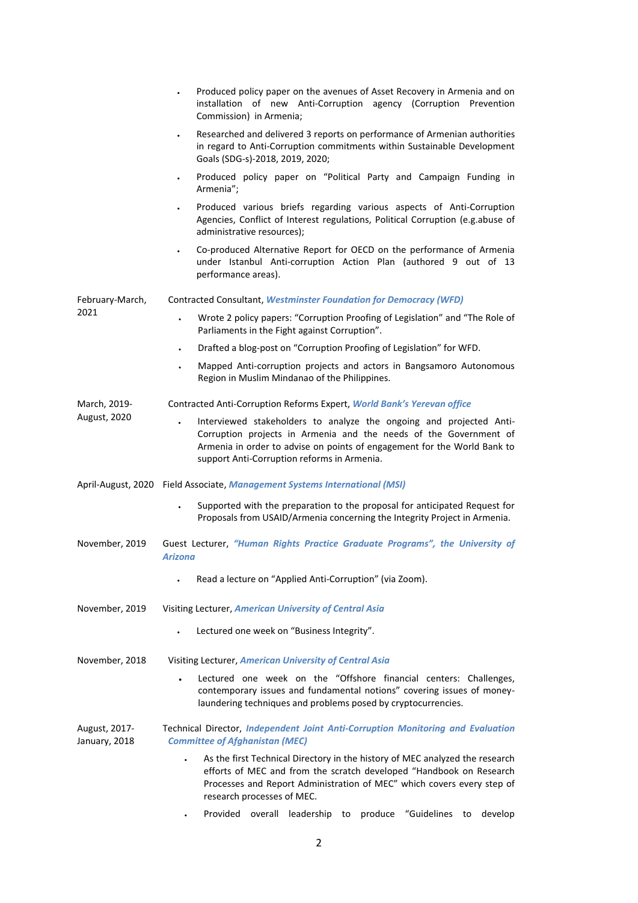- Produced policy paper on the avenues of Asset Recovery in Armenia and on installation of new Anti-Corruption agency (Corruption Prevention Commission) in Armenia;
- Researched and delivered 3 reports on performance of Armenian authorities in regard to Anti-Corruption commitments within Sustainable Development Goals (SDG-s)-2018, 2019, 2020;
- Produced policy paper on "Political Party and Campaign Funding in Armenia";
- Produced various briefs regarding various aspects of Anti-Corruption Agencies, Conflict of Interest regulations, Political Corruption (e.g.abuse of administrative resources);
- Co-produced Alternative Report for OECD on the performance of Armenia under Istanbul Anti-corruption Action Plan (authored 9 out of 13 performance areas).

**February-March, 2021** — Contracted Consultant, ***Westminster Foundation for Democracy (WFD)***

- Wrote 2 policy papers: "Corruption Proofing of Legislation" and "The Role of Parliaments in the Fight against Corruption".
- Drafted a blog-post on "Corruption Proofing of Legislation" for WFD.
- Mapped Anti-corruption projects and actors in Bangsamoro Autonomous Region in Muslim Mindanao of the Philippines.

**March, 2019-August, 2020** — Contracted Anti-Corruption Reforms Expert, ***World Bank's Yerevan office***

- Interviewed stakeholders to analyze the ongoing and projected Anti-Corruption projects in Armenia and the needs of the Government of Armenia in order to advise on points of engagement for the World Bank to support Anti-Corruption reforms in Armenia.

**April-August, 2020** — Field Associate, ***Management Systems International (MSI)***

- Supported with the preparation to the proposal for anticipated Request for Proposals from USAID/Armenia concerning the Integrity Project in Armenia.

**November, 2019** — Guest Lecturer, ***"Human Rights Practice Graduate Programs", the University of Arizona***

- Read a lecture on "Applied Anti-Corruption" (via Zoom).

**November, 2019** — Visiting Lecturer, ***American University of Central Asia***

- Lectured one week on "Business Integrity".

**November, 2018** — Visiting Lecturer, ***American University of Central Asia***

- Lectured one week on the "Offshore financial centers: Challenges, contemporary issues and fundamental notions" covering issues of money-laundering techniques and problems posed by cryptocurrencies.

**August, 2017-January, 2018** — Technical Director, ***Independent Joint Anti-Corruption Monitoring and Evaluation Committee of Afghanistan (MEC)***

- As the first Technical Directory in the history of MEC analyzed the research efforts of MEC and from the scratch developed "Handbook on Research Processes and Report Administration of MEC" which covers every step of research processes of MEC.
- Provided overall leadership to produce "Guidelines to develop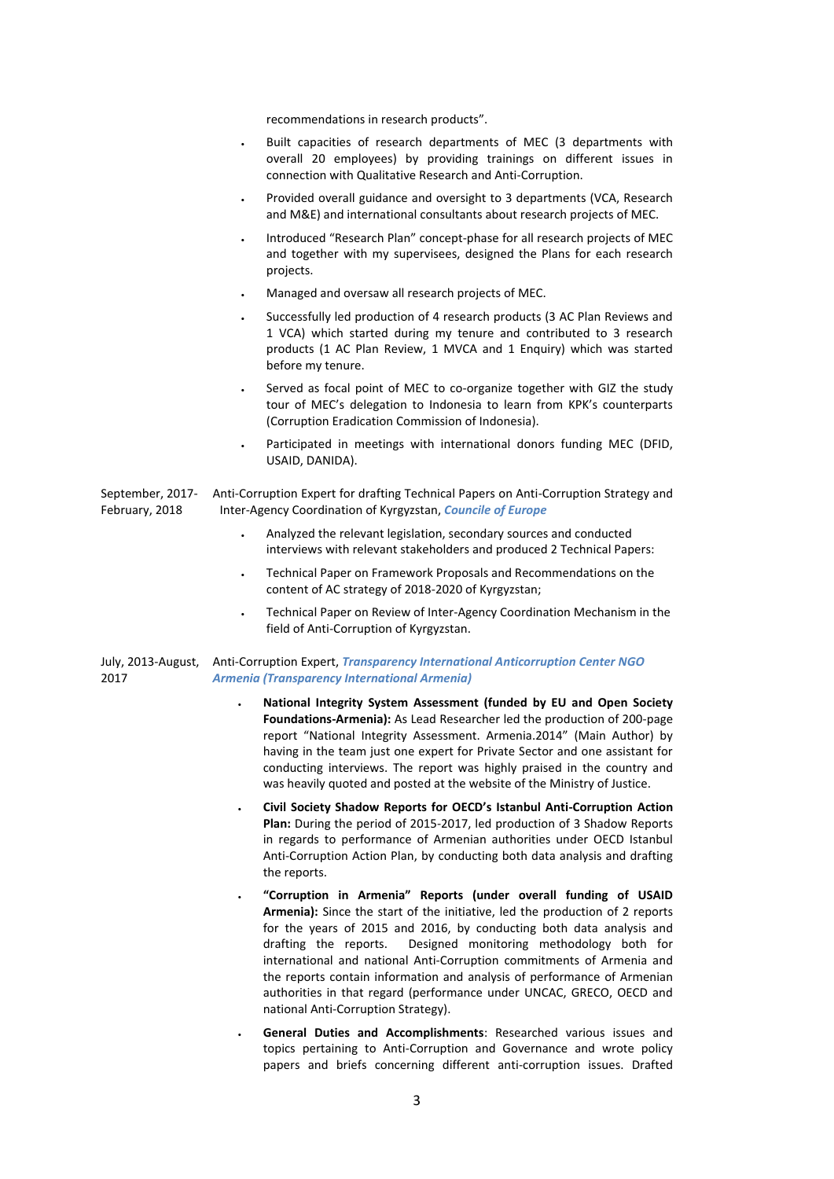recommendations in research products".

- Built capacities of research departments of MEC (3 departments with overall 20 employees) by providing trainings on different issues in connection with Qualitative Research and Anti-Corruption.
- Provided overall guidance and oversight to 3 departments (VCA, Research and M&E) and international consultants about research projects of MEC.
- Introduced "Research Plan" concept-phase for all research projects of MEC and together with my supervisees, designed the Plans for each research projects.
- Managed and oversaw all research projects of MEC.
- Successfully led production of 4 research products (3 AC Plan Reviews and 1 VCA) which started during my tenure and contributed to 3 research products (1 AC Plan Review, 1 MVCA and 1 Enquiry) which was started before my tenure.
- Served as focal point of MEC to co-organize together with GIZ the study tour of MEC's delegation to Indonesia to learn from KPK's counterparts (Corruption Eradication Commission of Indonesia).
- Participated in meetings with international donors funding MEC (DFID, USAID, DANIDA).

September, 2017-February, 2018 — Anti-Corruption Expert for drafting Technical Papers on Anti-Corruption Strategy and Inter-Agency Coordination of Kyrgyzstan, ***Councile of Europe***

- Analyzed the relevant legislation, secondary sources and conducted interviews with relevant stakeholders and produced 2 Technical Papers:
- Technical Paper on Framework Proposals and Recommendations on the content of AC strategy of 2018-2020 of Kyrgyzstan;
- Technical Paper on Review of Inter-Agency Coordination Mechanism in the field of Anti-Corruption of Kyrgyzstan.

July, 2013-August, 2017 — Anti-Corruption Expert, ***Transparency International Anticorruption Center NGO Armenia (Transparency International Armenia)***

- **National Integrity System Assessment (funded by EU and Open Society Foundations-Armenia):** As Lead Researcher led the production of 200-page report "National Integrity Assessment. Armenia.2014" (Main Author) by having in the team just one expert for Private Sector and one assistant for conducting interviews. The report was highly praised in the country and was heavily quoted and posted at the website of the Ministry of Justice.
- **Civil Society Shadow Reports for OECD's Istanbul Anti-Corruption Action Plan:** During the period of 2015-2017, led production of 3 Shadow Reports in regards to performance of Armenian authorities under OECD Istanbul Anti-Corruption Action Plan, by conducting both data analysis and drafting the reports.
- **"Corruption in Armenia" Reports (under overall funding of USAID Armenia):** Since the start of the initiative, led the production of 2 reports for the years of 2015 and 2016, by conducting both data analysis and drafting the reports. Designed monitoring methodology both for international and national Anti-Corruption commitments of Armenia and the reports contain information and analysis of performance of Armenian authorities in that regard (performance under UNCAC, GRECO, OECD and national Anti-Corruption Strategy).
- **General Duties and Accomplishments**: Researched various issues and topics pertaining to Anti-Corruption and Governance and wrote policy papers and briefs concerning different anti-corruption issues. Drafted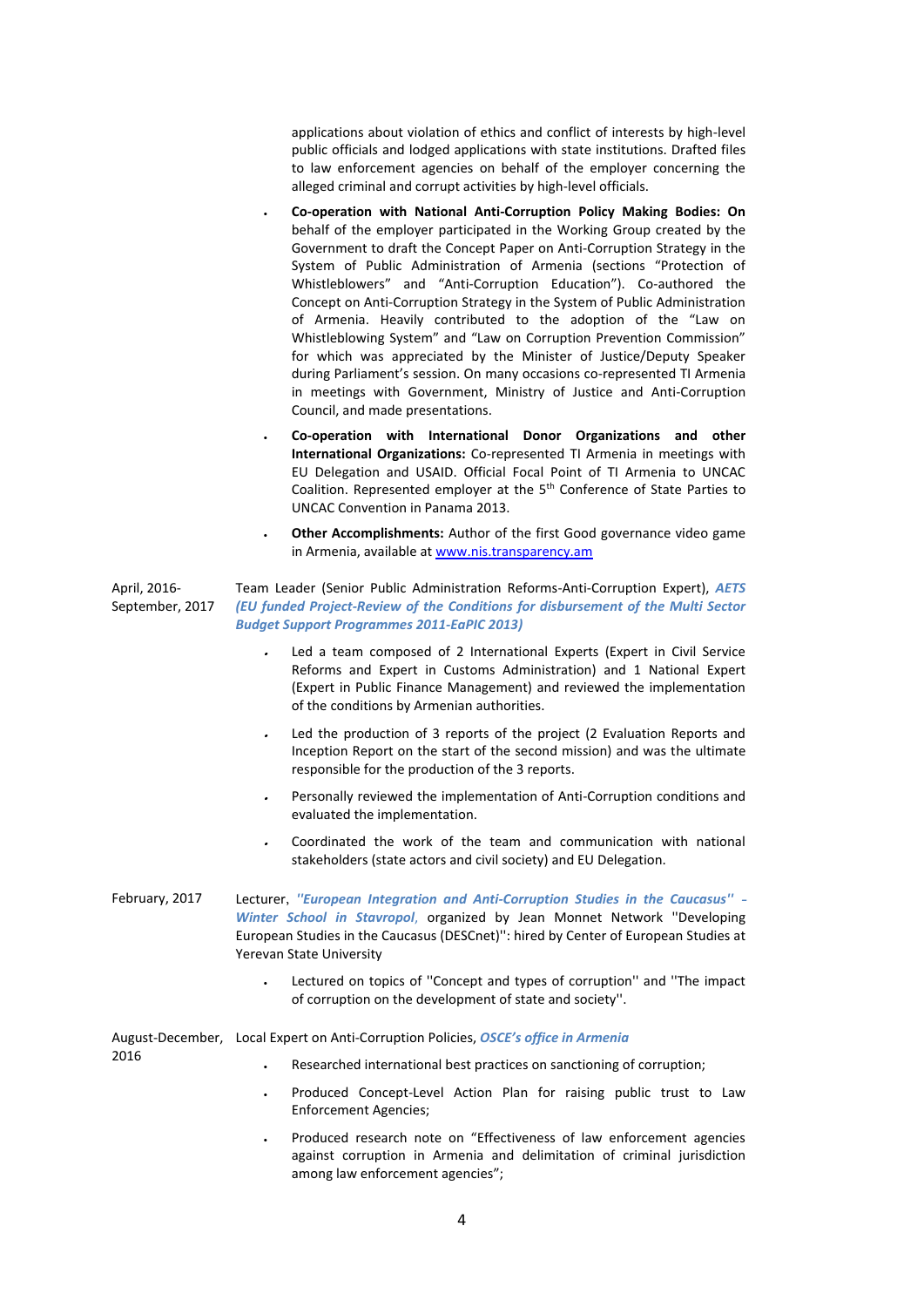applications about violation of ethics and conflict of interests by high-level public officials and lodged applications with state institutions. Drafted files to law enforcement agencies on behalf of the employer concerning the alleged criminal and corrupt activities by high-level officials.

- **Co-operation with National Anti-Corruption Policy Making Bodies: On** behalf of the employer participated in the Working Group created by the Government to draft the Concept Paper on Anti-Corruption Strategy in the System of Public Administration of Armenia (sections "Protection of Whistleblowers" and "Anti-Corruption Education"). Co-authored the Concept on Anti-Corruption Strategy in the System of Public Administration of Armenia. Heavily contributed to the adoption of the "Law on Whistleblowing System" and "Law on Corruption Prevention Commission" for which was appreciated by the Minister of Justice/Deputy Speaker during Parliament's session. On many occasions co-represented TI Armenia in meetings with Government, Ministry of Justice and Anti-Corruption Council, and made presentations.
- **Co-operation with International Donor Organizations and other International Organizations:** Co-represented TI Armenia in meetings with EU Delegation and USAID. Official Focal Point of TI Armenia to UNCAC Coalition. Represented employer at the 5th Conference of State Parties to UNCAC Convention in Panama 2013.
- **Other Accomplishments:** Author of the first Good governance video game in Armenia, available at [www.nis.transparency.am](www.nis.transparency.am)

April, 2016-September, 2017 — Team Leader (Senior Public Administration Reforms-Anti-Corruption Expert), ***AETS (EU funded Project-Review of the Conditions for disbursement of the Multi Sector Budget Support Programmes 2011-EaPIC 2013)***

- Led a team composed of 2 International Experts (Expert in Civil Service Reforms and Expert in Customs Administration) and 1 National Expert (Expert in Public Finance Management) and reviewed the implementation of the conditions by Armenian authorities.
- Led the production of 3 reports of the project (2 Evaluation Reports and Inception Report on the start of the second mission) and was the ultimate responsible for the production of the 3 reports.
- Personally reviewed the implementation of Anti-Corruption conditions and evaluated the implementation.
- Coordinated the work of the team and communication with national stakeholders (state actors and civil society) and EU Delegation.

February, 2017 — Lecturer, ***''European Integration and Anti-Corruption Studies in the Caucasus'' – Winter School in Stavropol***, organized by Jean Monnet Network ''Developing European Studies in the Caucasus (DESCnet)'': hired by Center of European Studies at Yerevan State University

- Lectured on topics of ''Concept and types of corruption'' and ''The impact of corruption on the development of state and society''.

August-December, 2016 — Local Expert on Anti-Corruption Policies, ***OSCE's office in Armenia***

- Researched international best practices on sanctioning of corruption;
- Produced Concept-Level Action Plan for raising public trust to Law Enforcement Agencies;
- Produced research note on "Effectiveness of law enforcement agencies against corruption in Armenia and delimitation of criminal jurisdiction among law enforcement agencies";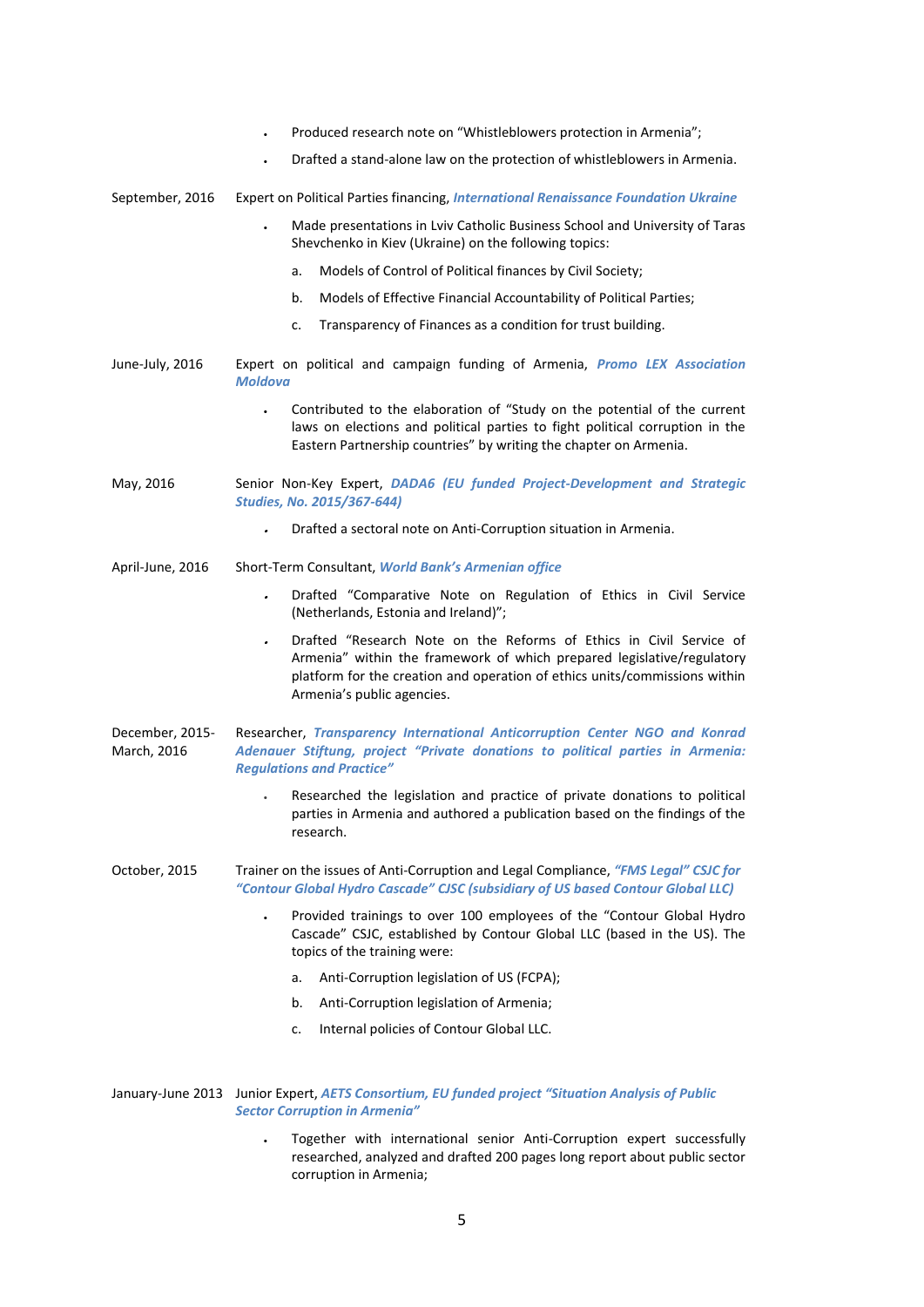- Produced research note on "Whistleblowers protection in Armenia";
- Drafted a stand-alone law on the protection of whistleblowers in Armenia.

September, 2016 — Expert on Political Parties financing, ***International Renaissance Foundation Ukraine***

- Made presentations in Lviv Catholic Business School and University of Taras Shevchenko in Kiev (Ukraine) on the following topics:
  a. Models of Control of Political finances by Civil Society;
  b. Models of Effective Financial Accountability of Political Parties;
  c. Transparency of Finances as a condition for trust building.

June-July, 2016 — Expert on political and campaign funding of Armenia, ***Promo LEX Association Moldova***

- Contributed to the elaboration of "Study on the potential of the current laws on elections and political parties to fight political corruption in the Eastern Partnership countries" by writing the chapter on Armenia.

May, 2016 — Senior Non-Key Expert, ***DADA6 (EU funded Project-Development and Strategic Studies, No. 2015/367-644)***

- Drafted a sectoral note on Anti-Corruption situation in Armenia.

April-June, 2016 — Short-Term Consultant, ***World Bank's Armenian office***

- Drafted "Comparative Note on Regulation of Ethics in Civil Service (Netherlands, Estonia and Ireland)";
- Drafted "Research Note on the Reforms of Ethics in Civil Service of Armenia" within the framework of which prepared legislative/regulatory platform for the creation and operation of ethics units/commissions within Armenia's public agencies.

December, 2015-March, 2016 — Researcher, ***Transparency International Anticorruption Center NGO and Konrad Adenauer Stiftung, project "Private donations to political parties in Armenia: Regulations and Practice"***

- Researched the legislation and practice of private donations to political parties in Armenia and authored a publication based on the findings of the research.

October, 2015 — Trainer on the issues of Anti-Corruption and Legal Compliance, ***"FMS Legal" CSJC for "Contour Global Hydro Cascade" CJSC (subsidiary of US based Contour Global LLC)***

- Provided trainings to over 100 employees of the "Contour Global Hydro Cascade" CSJC, established by Contour Global LLC (based in the US). The topics of the training were:
  a. Anti-Corruption legislation of US (FCPA);
  b. Anti-Corruption legislation of Armenia;
  c. Internal policies of Contour Global LLC.

January-June 2013 — Junior Expert, ***AETS Consortium, EU funded project "Situation Analysis of Public Sector Corruption in Armenia"***

- Together with international senior Anti-Corruption expert successfully researched, analyzed and drafted 200 pages long report about public sector corruption in Armenia;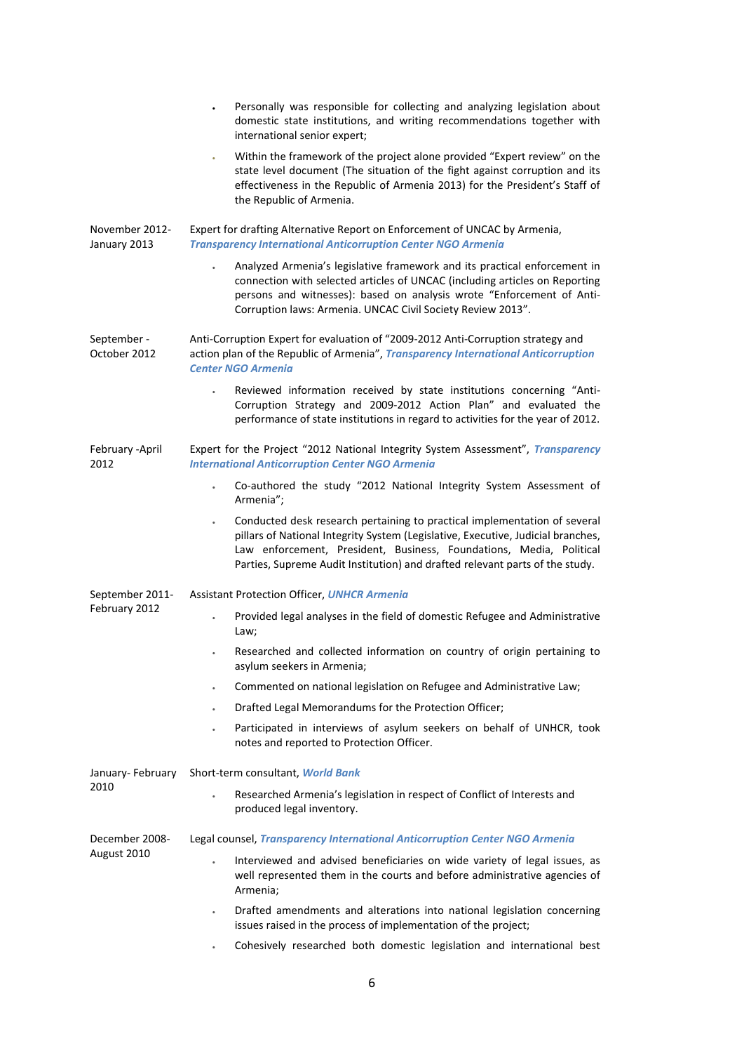- Personally was responsible for collecting and analyzing legislation about domestic state institutions, and writing recommendations together with international senior expert;
- Within the framework of the project alone provided "Expert review" on the state level document (The situation of the fight against corruption and its effectiveness in the Republic of Armenia 2013) for the President's Staff of the Republic of Armenia.

**November 2012- January 2013**
Expert for drafting Alternative Report on Enforcement of UNCAC by Armenia, ***Transparency International Anticorruption Center NGO Armenia***

- Analyzed Armenia's legislative framework and its practical enforcement in connection with selected articles of UNCAC (including articles on Reporting persons and witnesses): based on analysis wrote "Enforcement of Anti-Corruption laws: Armenia. UNCAC Civil Society Review 2013".

**September - October 2012**
Anti-Corruption Expert for evaluation of "2009-2012 Anti-Corruption strategy and action plan of the Republic of Armenia", ***Transparency International Anticorruption Center NGO Armenia***

- Reviewed information received by state institutions concerning "Anti-Corruption Strategy and 2009-2012 Action Plan" and evaluated the performance of state institutions in regard to activities for the year of 2012.

**February -April 2012**
Expert for the Project "2012 National Integrity System Assessment", ***Transparency International Anticorruption Center NGO Armenia***

- Co-authored the study "2012 National Integrity System Assessment of Armenia";
- Conducted desk research pertaining to practical implementation of several pillars of National Integrity System (Legislative, Executive, Judicial branches, Law enforcement, President, Business, Foundations, Media, Political Parties, Supreme Audit Institution) and drafted relevant parts of the study.

**September 2011- February 2012**
Assistant Protection Officer, ***UNHCR Armenia***

- Provided legal analyses in the field of domestic Refugee and Administrative Law;
- Researched and collected information on country of origin pertaining to asylum seekers in Armenia;
- Commented on national legislation on Refugee and Administrative Law;
- Drafted Legal Memorandums for the Protection Officer;
- Participated in interviews of asylum seekers on behalf of UNHCR, took notes and reported to Protection Officer.

**January- February 2010**
Short-term consultant, ***World Bank***

- Researched Armenia's legislation in respect of Conflict of Interests and produced legal inventory.

**December 2008- August 2010**
Legal counsel, ***Transparency International Anticorruption Center NGO Armenia***

- Interviewed and advised beneficiaries on wide variety of legal issues, as well represented them in the courts and before administrative agencies of Armenia;
- Drafted amendments and alterations into national legislation concerning issues raised in the process of implementation of the project;
- Cohesively researched both domestic legislation and international best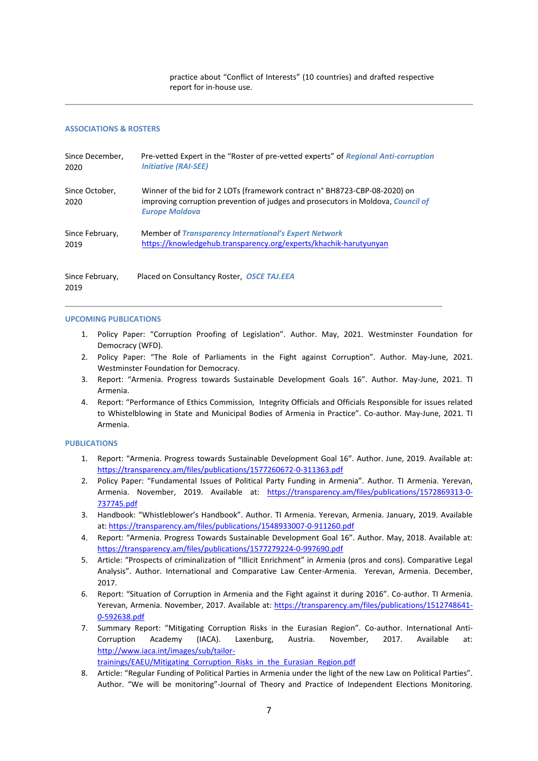practice about "Conflict of Interests" (10 countries) and drafted respective report for in-house use.

---

## ASSOCIATIONS & ROSTERS

| | |
|---|---|
| Since December, 2020 | Pre-vetted Expert in the "Roster of pre-vetted experts" of ***Regional Anti-corruption Initiative (RAI-SEE)*** |
| Since October, 2020 | Winner of the bid for 2 LOTs (framework contract n° BH8723-CBP-08-2020) on improving corruption prevention of judges and prosecutors in Moldova, ***Council of Europe Moldova*** |
| Since February, 2019 | Member of ***Transparency International's Expert Network*** https://knowledgehub.transparency.org/experts/khachik-harutyunyan |
| Since February, 2019 | Placed on Consultancy Roster, ***OSCE TAJ.EEA*** |

---

## UPCOMING PUBLICATIONS

1. Policy Paper: "Corruption Proofing of Legislation". Author. May, 2021. Westminster Foundation for Democracy (WFD).
2. Policy Paper: "The Role of Parliaments in the Fight against Corruption". Author. May-June, 2021. Westminster Foundation for Democracy.
3. Report: "Armenia. Progress towards Sustainable Development Goals 16". Author. May-June, 2021. TI Armenia.
4. Report: "Performance of Ethics Commission, Integrity Officials and Officials Responsible for issues related to Whistelblowing in State and Municipal Bodies of Armenia in Practice". Co-author. May-June, 2021. TI Armenia.

## PUBLICATIONS

1. Report: "Armenia. Progress towards Sustainable Development Goal 16". Author. June, 2019. Available at: https://transparency.am/files/publications/1577260672-0-311363.pdf
2. Policy Paper: "Fundamental Issues of Political Party Funding in Armenia". Author. TI Armenia. Yerevan, Armenia. November, 2019. Available at: https://transparency.am/files/publications/1572869313-0-737745.pdf
3. Handbook: "Whistleblower's Handbook". Author. TI Armenia. Yerevan, Armenia. January, 2019. Available at: https://transparency.am/files/publications/1548933007-0-911260.pdf
4. Report: "Armenia. Progress Towards Sustainable Development Goal 16". Author. May, 2018. Available at: https://transparency.am/files/publications/1577279224-0-997690.pdf
5. Article: "Prospects of criminalization of "Illicit Enrichment" in Armenia (pros and cons). Comparative Legal Analysis". Author. International and Comparative Law Center-Armenia. Yerevan, Armenia. December, 2017.
6. Report: "Situation of Corruption in Armenia and the Fight against it during 2016". Co-author. TI Armenia. Yerevan, Armenia. November, 2017. Available at: https://transparency.am/files/publications/1512748641-0-592638.pdf
7. Summary Report: "Mitigating Corruption Risks in the Eurasian Region". Co-author. International Anti-Corruption Academy (IACA). Laxenburg, Austria. November, 2017. Available at: http://www.iaca.int/images/sub/tailor-trainings/EAEU/Mitigating_Corruption_Risks_in_the_Eurasian_Region.pdf
8. Article: "Regular Funding of Political Parties in Armenia under the light of the new Law on Political Parties". Author. "We will be monitoring"-Journal of Theory and Practice of Independent Elections Monitoring.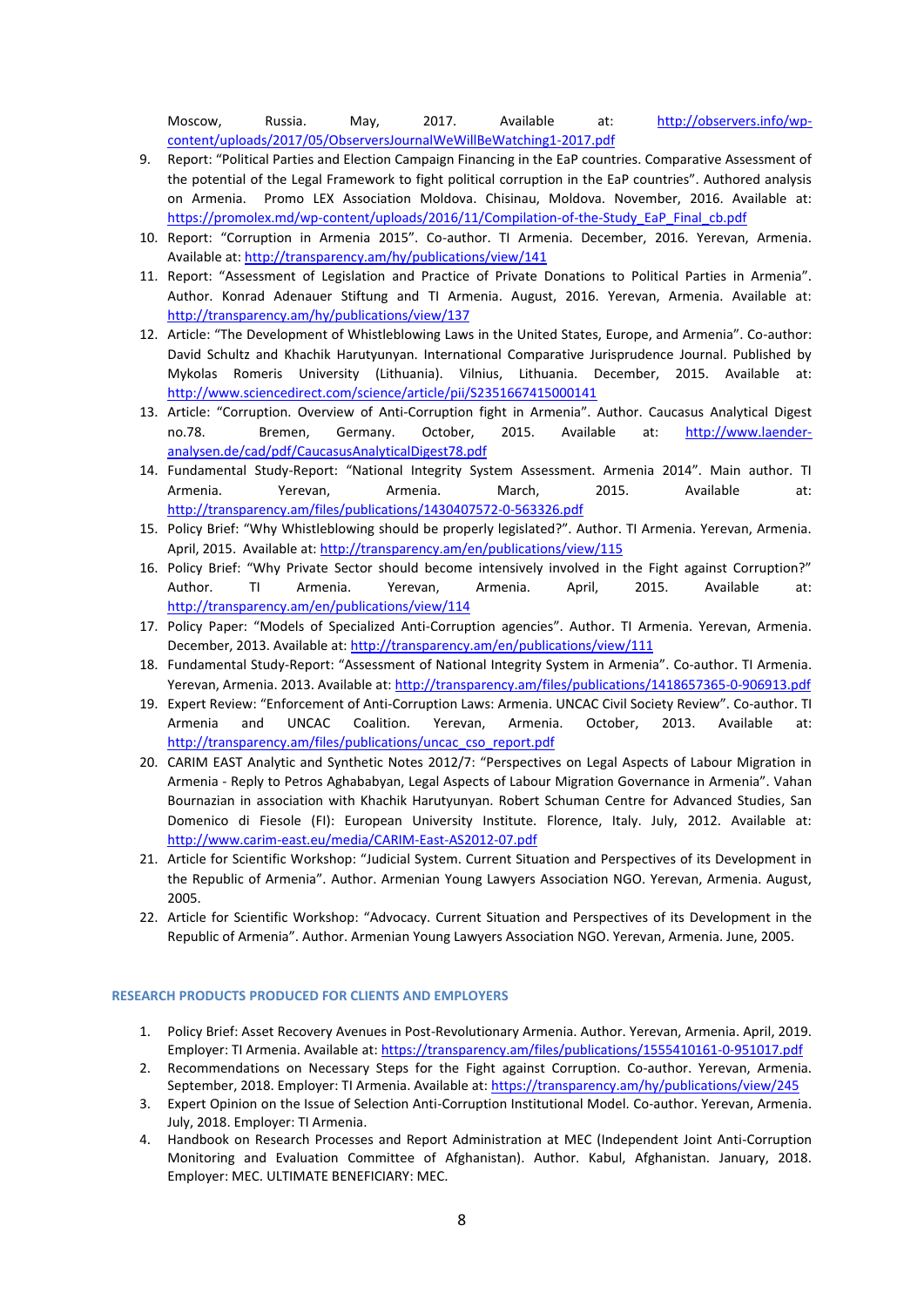Moscow, Russia. May, 2017. Available at: http://observers.info/wp-content/uploads/2017/05/ObserversJournalWeWillBeWatching1-2017.pdf

9. Report: "Political Parties and Election Campaign Financing in the EaP countries. Comparative Assessment of the potential of the Legal Framework to fight political corruption in the EaP countries". Authored analysis on Armenia. Promo LEX Association Moldova. Chisinau, Moldova. November, 2016. Available at: https://promolex.md/wp-content/uploads/2016/11/Compilation-of-the-Study_EaP_Final_cb.pdf
10. Report: "Corruption in Armenia 2015". Co-author. TI Armenia. December, 2016. Yerevan, Armenia. Available at: http://transparency.am/hy/publications/view/141
11. Report: "Assessment of Legislation and Practice of Private Donations to Political Parties in Armenia". Author. Konrad Adenauer Stiftung and TI Armenia. August, 2016. Yerevan, Armenia. Available at: http://transparency.am/hy/publications/view/137
12. Article: "The Development of Whistleblowing Laws in the United States, Europe, and Armenia". Co-author: David Schultz and Khachik Harutyunyan. International Comparative Jurisprudence Journal. Published by Mykolas Romeris University (Lithuania). Vilnius, Lithuania. December, 2015. Available at: http://www.sciencedirect.com/science/article/pii/S2351667415000141
13. Article: "Corruption. Overview of Anti-Corruption fight in Armenia". Author. Caucasus Analytical Digest no.78. Bremen, Germany. October, 2015. Available at: http://www.laender-analysen.de/cad/pdf/CaucasusAnalyticalDigest78.pdf
14. Fundamental Study-Report: "National Integrity System Assessment. Armenia 2014". Main author. TI Armenia. Yerevan, Armenia. March, 2015. Available at: http://transparency.am/files/publications/1430407572-0-563326.pdf
15. Policy Brief: "Why Whistleblowing should be properly legislated?". Author. TI Armenia. Yerevan, Armenia. April, 2015. Available at: http://transparency.am/en/publications/view/115
16. Policy Brief: "Why Private Sector should become intensively involved in the Fight against Corruption?" Author. TI Armenia. Yerevan, Armenia. April, 2015. Available at: http://transparency.am/en/publications/view/114
17. Policy Paper: "Models of Specialized Anti-Corruption agencies". Author. TI Armenia. Yerevan, Armenia. December, 2013. Available at: http://transparency.am/en/publications/view/111
18. Fundamental Study-Report: "Assessment of National Integrity System in Armenia". Co-author. TI Armenia. Yerevan, Armenia. 2013. Available at: http://transparency.am/files/publications/1418657365-0-906913.pdf
19. Expert Review: "Enforcement of Anti-Corruption Laws: Armenia. UNCAC Civil Society Review". Co-author. TI Armenia and UNCAC Coalition. Yerevan, Armenia. October, 2013. Available at: http://transparency.am/files/publications/uncac_cso_report.pdf
20. CARIM EAST Analytic and Synthetic Notes 2012/7: "Perspectives on Legal Aspects of Labour Migration in Armenia - Reply to Petros Aghababyan, Legal Aspects of Labour Migration Governance in Armenia". Vahan Bournazian in association with Khachik Harutyunyan. Robert Schuman Centre for Advanced Studies, San Domenico di Fiesole (FI): European University Institute. Florence, Italy. July, 2012. Available at: http://www.carim-east.eu/media/CARIM-East-AS2012-07.pdf
21. Article for Scientific Workshop: "Judicial System. Current Situation and Perspectives of its Development in the Republic of Armenia". Author. Armenian Young Lawyers Association NGO. Yerevan, Armenia. August, 2005.
22. Article for Scientific Workshop: "Advocacy. Current Situation and Perspectives of its Development in the Republic of Armenia". Author. Armenian Young Lawyers Association NGO. Yerevan, Armenia. June, 2005.

## RESEARCH PRODUCTS PRODUCED FOR CLIENTS AND EMPLOYERS

1. Policy Brief: Asset Recovery Avenues in Post-Revolutionary Armenia. Author. Yerevan, Armenia. April, 2019. Employer: TI Armenia. Available at: https://transparency.am/files/publications/1555410161-0-951017.pdf
2. Recommendations on Necessary Steps for the Fight against Corruption. Co-author. Yerevan, Armenia. September, 2018. Employer: TI Armenia. Available at: https://transparency.am/hy/publications/view/245
3. Expert Opinion on the Issue of Selection Anti-Corruption Institutional Model. Co-author. Yerevan, Armenia. July, 2018. Employer: TI Armenia.
4. Handbook on Research Processes and Report Administration at MEC (Independent Joint Anti-Corruption Monitoring and Evaluation Committee of Afghanistan). Author. Kabul, Afghanistan. January, 2018. Employer: MEC. ULTIMATE BENEFICIARY: MEC.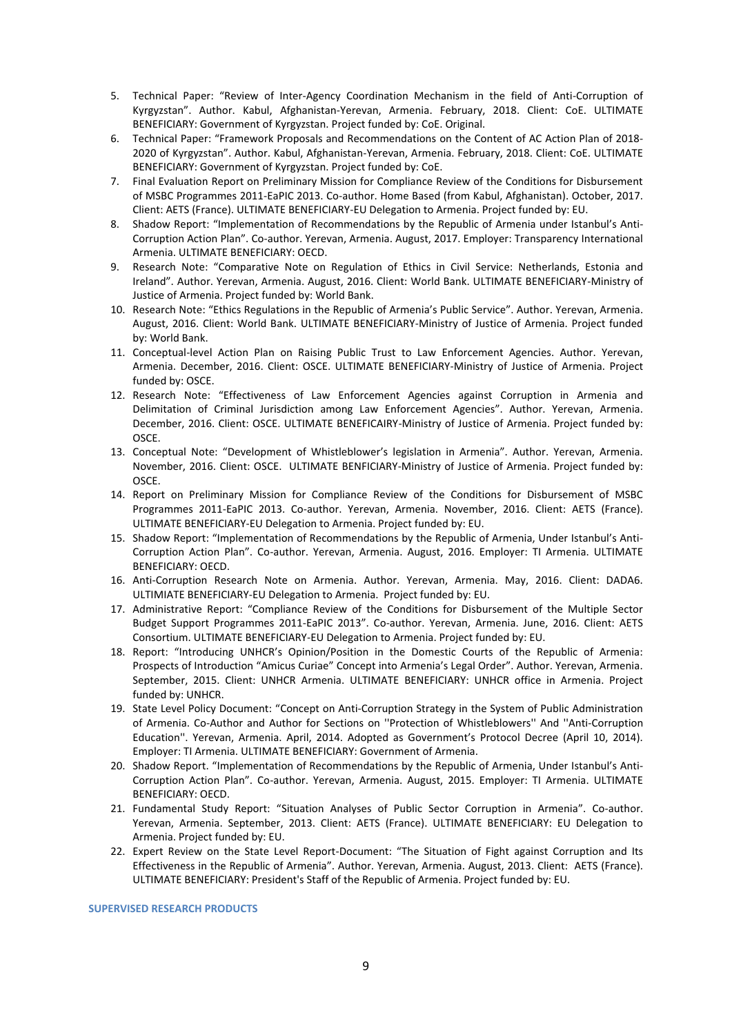5. Technical Paper: "Review of Inter-Agency Coordination Mechanism in the field of Anti-Corruption of Kyrgyzstan". Author. Kabul, Afghanistan-Yerevan, Armenia. February, 2018. Client: CoE. ULTIMATE BENEFICIARY: Government of Kyrgyzstan. Project funded by: CoE. Original.
6. Technical Paper: "Framework Proposals and Recommendations on the Content of AC Action Plan of 2018-2020 of Kyrgyzstan". Author. Kabul, Afghanistan-Yerevan, Armenia. February, 2018. Client: CoE. ULTIMATE BENEFICIARY: Government of Kyrgyzstan. Project funded by: CoE.
7. Final Evaluation Report on Preliminary Mission for Compliance Review of the Conditions for Disbursement of MSBC Programmes 2011-EaPIC 2013. Co-author. Home Based (from Kabul, Afghanistan). October, 2017. Client: AETS (France). ULTIMATE BENEFICIARY-EU Delegation to Armenia. Project funded by: EU.
8. Shadow Report: "Implementation of Recommendations by the Republic of Armenia under Istanbul's Anti-Corruption Action Plan". Co-author. Yerevan, Armenia. August, 2017. Employer: Transparency International Armenia. ULTIMATE BENEFICIARY: OECD.
9. Research Note: "Comparative Note on Regulation of Ethics in Civil Service: Netherlands, Estonia and Ireland". Author. Yerevan, Armenia. August, 2016. Client: World Bank. ULTIMATE BENEFICIARY-Ministry of Justice of Armenia. Project funded by: World Bank.
10. Research Note: "Ethics Regulations in the Republic of Armenia's Public Service". Author. Yerevan, Armenia. August, 2016. Client: World Bank. ULTIMATE BENEFICIARY-Ministry of Justice of Armenia. Project funded by: World Bank.
11. Conceptual-level Action Plan on Raising Public Trust to Law Enforcement Agencies. Author. Yerevan, Armenia. December, 2016. Client: OSCE. ULTIMATE BENEFICIARY-Ministry of Justice of Armenia. Project funded by: OSCE.
12. Research Note: "Effectiveness of Law Enforcement Agencies against Corruption in Armenia and Delimitation of Criminal Jurisdiction among Law Enforcement Agencies". Author. Yerevan, Armenia. December, 2016. Client: OSCE. ULTIMATE BENEFICAIRY-Ministry of Justice of Armenia. Project funded by: OSCE.
13. Conceptual Note: "Development of Whistleblower's legislation in Armenia". Author. Yerevan, Armenia. November, 2016. Client: OSCE. ULTIMATE BENFICIARY-Ministry of Justice of Armenia. Project funded by: OSCE.
14. Report on Preliminary Mission for Compliance Review of the Conditions for Disbursement of MSBC Programmes 2011-EaPIC 2013. Co-author. Yerevan, Armenia. November, 2016. Client: AETS (France). ULTIMATE BENEFICIARY-EU Delegation to Armenia. Project funded by: EU.
15. Shadow Report: "Implementation of Recommendations by the Republic of Armenia, Under Istanbul's Anti-Corruption Action Plan". Co-author. Yerevan, Armenia. August, 2016. Employer: TI Armenia. ULTIMATE BENEFICIARY: OECD.
16. Anti-Corruption Research Note on Armenia. Author. Yerevan, Armenia. May, 2016. Client: DADA6. ULTIMIATE BENEFICIARY-EU Delegation to Armenia. Project funded by: EU.
17. Administrative Report: "Compliance Review of the Conditions for Disbursement of the Multiple Sector Budget Support Programmes 2011-EaPIC 2013". Co-author. Yerevan, Armenia. June, 2016. Client: AETS Consortium. ULTIMATE BENEFICIARY-EU Delegation to Armenia. Project funded by: EU.
18. Report: "Introducing UNHCR's Opinion/Position in the Domestic Courts of the Republic of Armenia: Prospects of Introduction "Amicus Curiae" Concept into Armenia's Legal Order". Author. Yerevan, Armenia. September, 2015. Client: UNHCR Armenia. ULTIMATE BENEFICIARY: UNHCR office in Armenia. Project funded by: UNHCR.
19. State Level Policy Document: "Concept on Anti-Corruption Strategy in the System of Public Administration of Armenia. Co-Author and Author for Sections on ''Protection of Whistleblowers'' And ''Anti-Corruption Education''. Yerevan, Armenia. April, 2014. Adopted as Government's Protocol Decree (April 10, 2014). Employer: TI Armenia. ULTIMATE BENEFICIARY: Government of Armenia.
20. Shadow Report. "Implementation of Recommendations by the Republic of Armenia, Under Istanbul's Anti-Corruption Action Plan". Co-author. Yerevan, Armenia. August, 2015. Employer: TI Armenia. ULTIMATE BENEFICIARY: OECD.
21. Fundamental Study Report: "Situation Analyses of Public Sector Corruption in Armenia". Co-author. Yerevan, Armenia. September, 2013. Client: AETS (France). ULTIMATE BENEFICIARY: EU Delegation to Armenia. Project funded by: EU.
22. Expert Review on the State Level Report-Document: "The Situation of Fight against Corruption and Its Effectiveness in the Republic of Armenia". Author. Yerevan, Armenia. August, 2013. Client: AETS (France). ULTIMATE BENEFICIARY: President's Staff of the Republic of Armenia. Project funded by: EU.

**SUPERVISED RESEARCH PRODUCTS**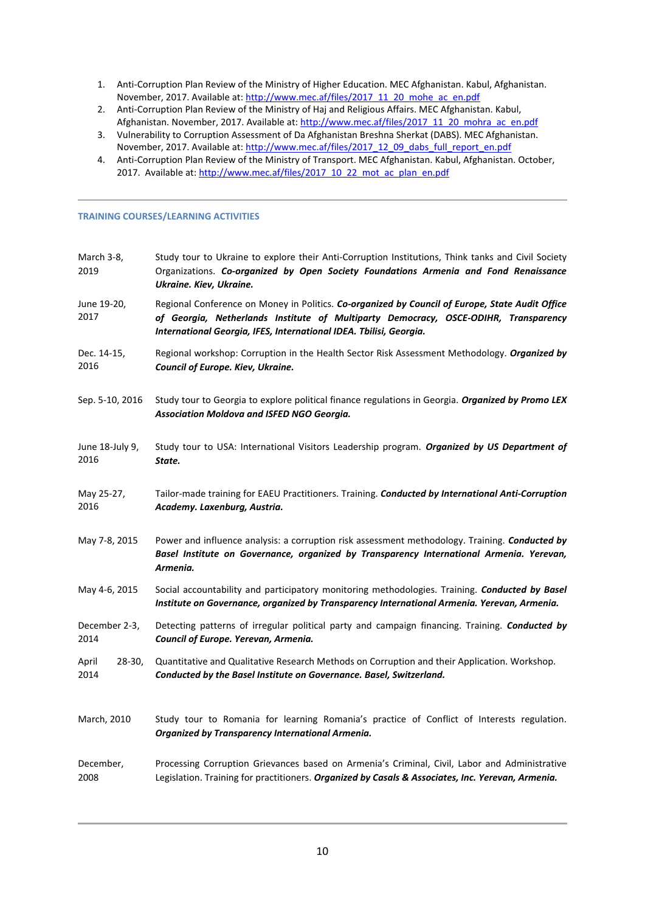1. Anti-Corruption Plan Review of the Ministry of Higher Education. MEC Afghanistan. Kabul, Afghanistan. November, 2017. Available at: http://www.mec.af/files/2017_11_20_mohe_ac_en.pdf
2. Anti-Corruption Plan Review of the Ministry of Haj and Religious Affairs. MEC Afghanistan. Kabul, Afghanistan. November, 2017. Available at: http://www.mec.af/files/2017_11_20_mohra_ac_en.pdf
3. Vulnerability to Corruption Assessment of Da Afghanistan Breshna Sherkat (DABS). MEC Afghanistan. November, 2017. Available at: http://www.mec.af/files/2017_12_09_dabs_full_report_en.pdf
4. Anti-Corruption Plan Review of the Ministry of Transport. MEC Afghanistan. Kabul, Afghanistan. October, 2017. Available at: http://www.mec.af/files/2017_10_22_mot_ac_plan_en.pdf

---

## TRAINING COURSES/LEARNING ACTIVITIES

| | |
|---|---|
| March 3-8, 2019 | Study tour to Ukraine to explore their Anti-Corruption Institutions, Think tanks and Civil Society Organizations. ***Co-organized by Open Society Foundations Armenia and Fond Renaissance Ukraine. Kiev, Ukraine.*** |
| June 19-20, 2017 | Regional Conference on Money in Politics. ***Co-organized by Council of Europe, State Audit Office of Georgia, Netherlands Institute of Multiparty Democracy, OSCE-ODIHR, Transparency International Georgia, IFES, International IDEA. Tbilisi, Georgia.*** |
| Dec. 14-15, 2016 | Regional workshop: Corruption in the Health Sector Risk Assessment Methodology. ***Organized by Council of Europe. Kiev, Ukraine.*** |
| Sep. 5-10, 2016 | Study tour to Georgia to explore political finance regulations in Georgia. ***Organized by Promo LEX Association Moldova and ISFED NGO Georgia.*** |
| June 18-July 9, 2016 | Study tour to USA: International Visitors Leadership program. ***Organized by US Department of State.*** |
| May 25-27, 2016 | Tailor-made training for EAEU Practitioners. Training. ***Conducted by International Anti-Corruption Academy. Laxenburg, Austria.*** |
| May 7-8, 2015 | Power and influence analysis: a corruption risk assessment methodology. Training. ***Conducted by Basel Institute on Governance, organized by Transparency International Armenia. Yerevan, Armenia.*** |
| May 4-6, 2015 | Social accountability and participatory monitoring methodologies. Training. ***Conducted by Basel Institute on Governance, organized by Transparency International Armenia. Yerevan, Armenia.*** |
| December 2-3, 2014 | Detecting patterns of irregular political party and campaign financing. Training. ***Conducted by Council of Europe. Yerevan, Armenia.*** |
| April 28-30, 2014 | Quantitative and Qualitative Research Methods on Corruption and their Application. Workshop. ***Conducted by the Basel Institute on Governance. Basel, Switzerland.*** |
| March, 2010 | Study tour to Romania for learning Romania's practice of Conflict of Interests regulation. ***Organized by Transparency International Armenia.*** |
| December, 2008 | Processing Corruption Grievances based on Armenia's Criminal, Civil, Labor and Administrative Legislation. Training for practitioners. ***Organized by Casals & Associates, Inc. Yerevan, Armenia.*** |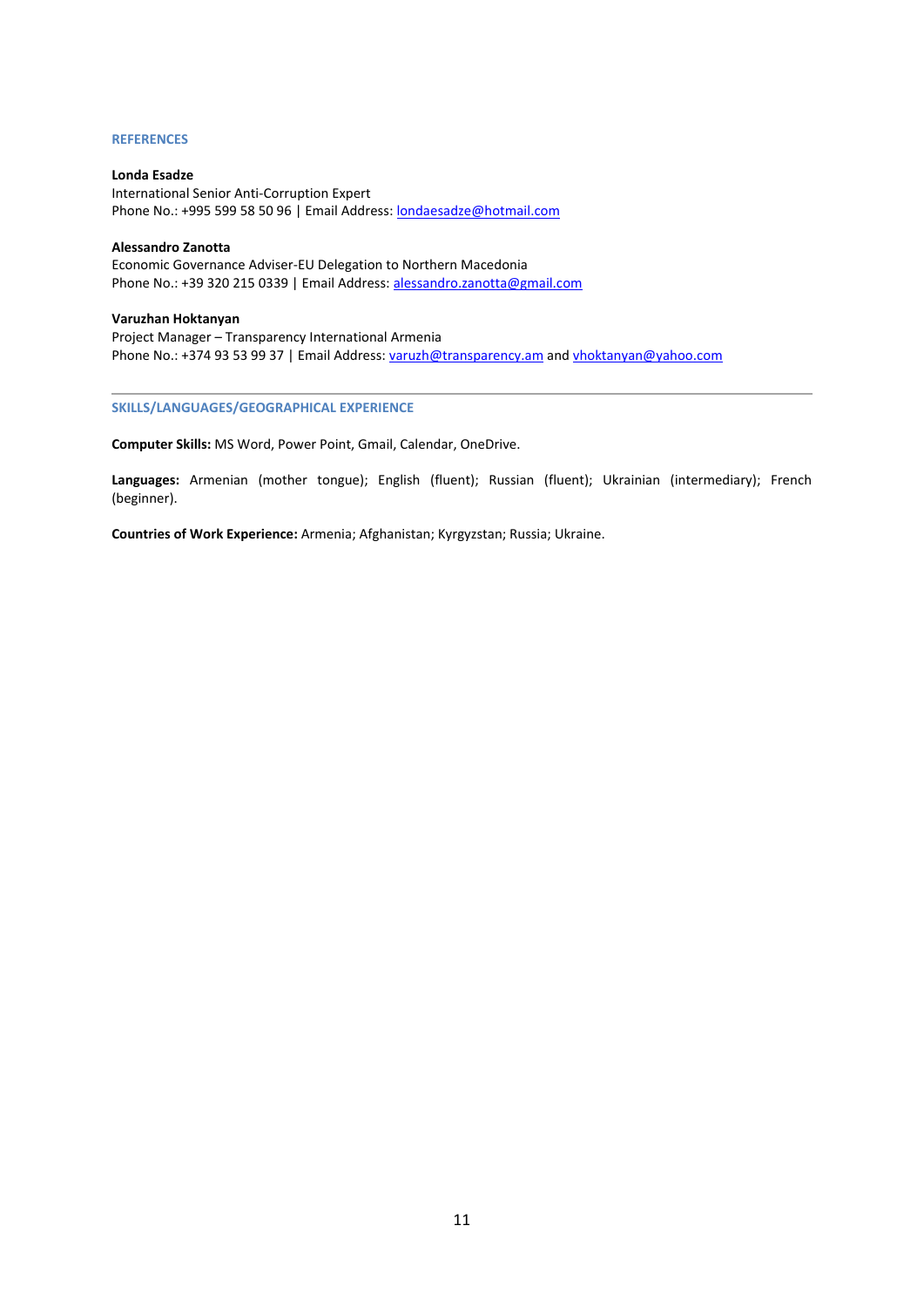## REFERENCES

**Londa Esadze**
International Senior Anti-Corruption Expert
Phone No.: +995 599 58 50 96 | Email Address: londaesadze@hotmail.com

**Alessandro Zanotta**
Economic Governance Adviser-EU Delegation to Northern Macedonia
Phone No.: +39 320 215 0339 | Email Address: alessandro.zanotta@gmail.com

**Varuzhan Hoktanyan**
Project Manager – Transparency International Armenia
Phone No.: +374 93 53 99 37 | Email Address: varuzh@transparency.am and vhoktanyan@yahoo.com

---

## SKILLS/LANGUAGES/GEOGRAPHICAL EXPERIENCE

**Computer Skills:** MS Word, Power Point, Gmail, Calendar, OneDrive.

**Languages:** Armenian (mother tongue); English (fluent); Russian (fluent); Ukrainian (intermediary); French (beginner).

**Countries of Work Experience:** Armenia; Afghanistan; Kyrgyzstan; Russia; Ukraine.